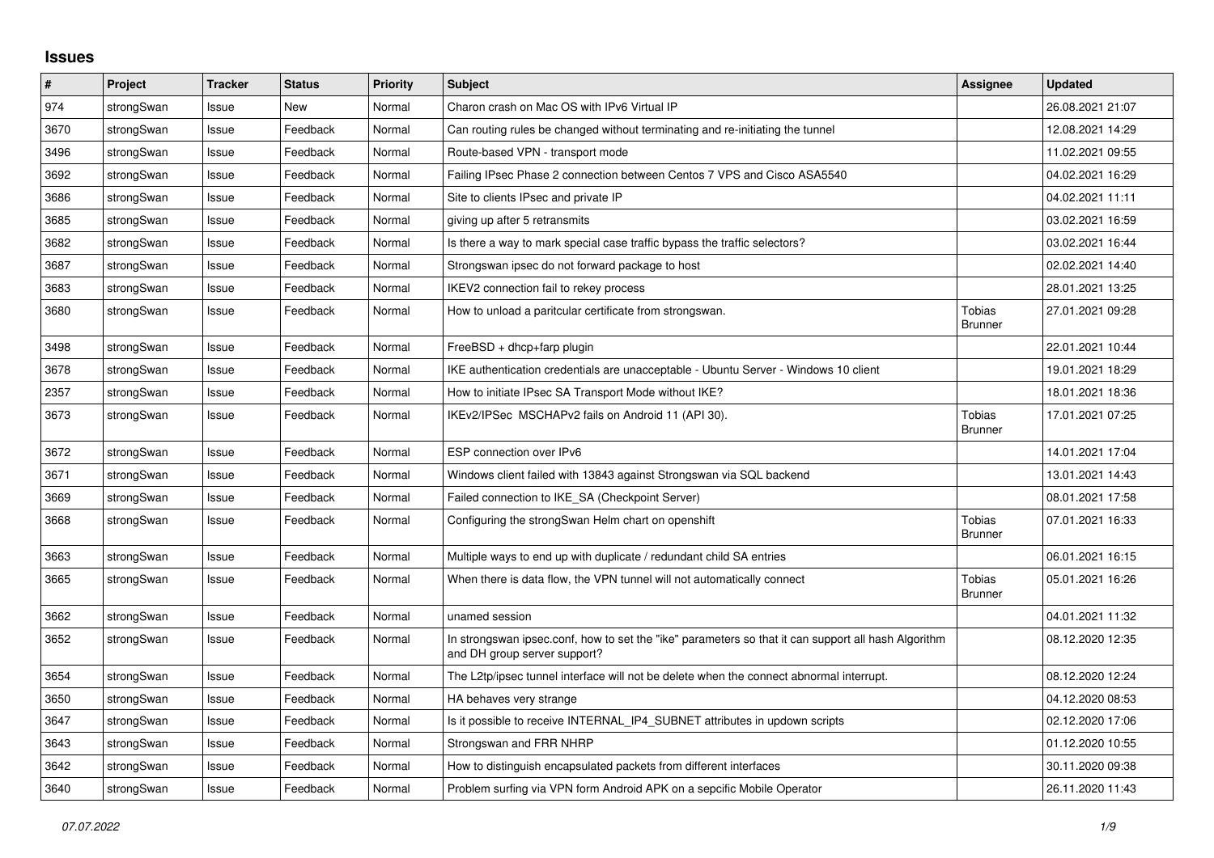# Issues

| # | Project | Tracker | Status | Priority | Subject | Assignee | Updated |
|---|---|---|---|---|---|---|---|
| 974 | strongSwan | Issue | New | Normal | Charon crash on Mac OS with IPv6 Virtual IP | | 26.08.2021 21:07 |
| 3670 | strongSwan | Issue | Feedback | Normal | Can routing rules be changed without terminating and re-initiating the tunnel | | 12.08.2021 14:29 |
| 3496 | strongSwan | Issue | Feedback | Normal | Route-based VPN - transport mode | | 11.02.2021 09:55 |
| 3692 | strongSwan | Issue | Feedback | Normal | Failing IPsec Phase 2 connection between Centos 7 VPS and Cisco ASA5540 | | 04.02.2021 16:29 |
| 3686 | strongSwan | Issue | Feedback | Normal | Site to clients IPsec and private IP | | 04.02.2021 11:11 |
| 3685 | strongSwan | Issue | Feedback | Normal | giving up after 5 retransmits | | 03.02.2021 16:59 |
| 3682 | strongSwan | Issue | Feedback | Normal | Is there a way to mark special case traffic bypass the traffic selectors? | | 03.02.2021 16:44 |
| 3687 | strongSwan | Issue | Feedback | Normal | Strongswan ipsec do not forward package to host | | 02.02.2021 14:40 |
| 3683 | strongSwan | Issue | Feedback | Normal | IKEV2 connection fail to rekey process | | 28.01.2021 13:25 |
| 3680 | strongSwan | Issue | Feedback | Normal | How to unload a paritcular certificate from strongswan. | Tobias Brunner | 27.01.2021 09:28 |
| 3498 | strongSwan | Issue | Feedback | Normal | FreeBSD + dhcp+farp plugin | | 22.01.2021 10:44 |
| 3678 | strongSwan | Issue | Feedback | Normal | IKE authentication credentials are unacceptable - Ubuntu Server - Windows 10 client | | 19.01.2021 18:29 |
| 2357 | strongSwan | Issue | Feedback | Normal | How to initiate IPsec SA Transport Mode without IKE? | | 18.01.2021 18:36 |
| 3673 | strongSwan | Issue | Feedback | Normal | IKEv2/IPSec MSCHAPv2 fails on Android 11 (API 30). | Tobias Brunner | 17.01.2021 07:25 |
| 3672 | strongSwan | Issue | Feedback | Normal | ESP connection over IPv6 | | 14.01.2021 17:04 |
| 3671 | strongSwan | Issue | Feedback | Normal | Windows client failed with 13843 against Strongswan via SQL backend | | 13.01.2021 14:43 |
| 3669 | strongSwan | Issue | Feedback | Normal | Failed connection to IKE_SA (Checkpoint Server) | | 08.01.2021 17:58 |
| 3668 | strongSwan | Issue | Feedback | Normal | Configuring the strongSwan Helm chart on openshift | Tobias Brunner | 07.01.2021 16:33 |
| 3663 | strongSwan | Issue | Feedback | Normal | Multiple ways to end up with duplicate / redundant child SA entries | | 06.01.2021 16:15 |
| 3665 | strongSwan | Issue | Feedback | Normal | When there is data flow, the VPN tunnel will not automatically connect | Tobias Brunner | 05.01.2021 16:26 |
| 3662 | strongSwan | Issue | Feedback | Normal | unamed session | | 04.01.2021 11:32 |
| 3652 | strongSwan | Issue | Feedback | Normal | In strongswan ipsec.conf, how to set the "ike" parameters so that it can support all hash Algorithm and DH group server support? | | 08.12.2020 12:35 |
| 3654 | strongSwan | Issue | Feedback | Normal | The L2tp/ipsec tunnel interface will not be delete when the connect abnormal interrupt. | | 08.12.2020 12:24 |
| 3650 | strongSwan | Issue | Feedback | Normal | HA behaves very strange | | 04.12.2020 08:53 |
| 3647 | strongSwan | Issue | Feedback | Normal | Is it possible to receive INTERNAL_IP4_SUBNET attributes in updown scripts | | 02.12.2020 17:06 |
| 3643 | strongSwan | Issue | Feedback | Normal | Strongswan and FRR NHRP | | 01.12.2020 10:55 |
| 3642 | strongSwan | Issue | Feedback | Normal | How to distinguish encapsulated packets from different interfaces | | 30.11.2020 09:38 |
| 3640 | strongSwan | Issue | Feedback | Normal | Problem surfing via VPN form Android APK on a sepcific Mobile Operator | | 26.11.2020 11:43 |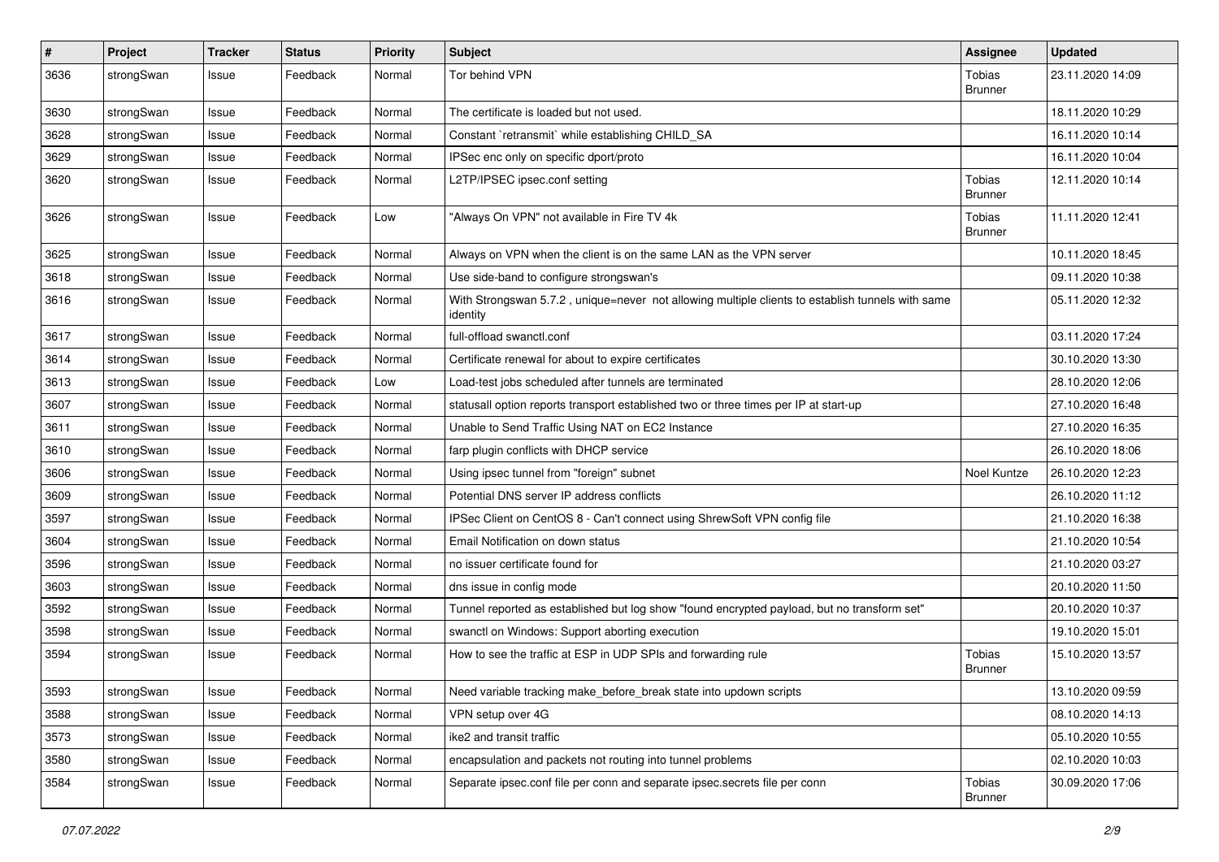| # | Project | Tracker | Status | Priority | Subject | Assignee | Updated |
|---|---|---|---|---|---|---|---|
| 3636 | strongSwan | Issue | Feedback | Normal | Tor behind VPN | Tobias Brunner | 23.11.2020 14:09 |
| 3630 | strongSwan | Issue | Feedback | Normal | The certificate is loaded but not used. | | 18.11.2020 10:29 |
| 3628 | strongSwan | Issue | Feedback | Normal | Constant `retransmit` while establishing CHILD_SA | | 16.11.2020 10:14 |
| 3629 | strongSwan | Issue | Feedback | Normal | IPSec enc only on specific dport/proto | | 16.11.2020 10:04 |
| 3620 | strongSwan | Issue | Feedback | Normal | L2TP/IPSEC ipsec.conf setting | Tobias Brunner | 12.11.2020 10:14 |
| 3626 | strongSwan | Issue | Feedback | Low | "Always On VPN" not available in Fire TV 4k | Tobias Brunner | 11.11.2020 12:41 |
| 3625 | strongSwan | Issue | Feedback | Normal | Always on VPN when the client is on the same LAN as the VPN server | | 10.11.2020 18:45 |
| 3618 | strongSwan | Issue | Feedback | Normal | Use side-band to configure strongswan's | | 09.11.2020 10:38 |
| 3616 | strongSwan | Issue | Feedback | Normal | With Strongswan 5.7.2 , unique=never not allowing multiple clients to establish tunnels with same identity | | 05.11.2020 12:32 |
| 3617 | strongSwan | Issue | Feedback | Normal | full-offload swanctl.conf | | 03.11.2020 17:24 |
| 3614 | strongSwan | Issue | Feedback | Normal | Certificate renewal for about to expire certificates | | 30.10.2020 13:30 |
| 3613 | strongSwan | Issue | Feedback | Low | Load-test jobs scheduled after tunnels are terminated | | 28.10.2020 12:06 |
| 3607 | strongSwan | Issue | Feedback | Normal | statusall option reports transport established two or three times per IP at start-up | | 27.10.2020 16:48 |
| 3611 | strongSwan | Issue | Feedback | Normal | Unable to Send Traffic Using NAT on EC2 Instance | | 27.10.2020 16:35 |
| 3610 | strongSwan | Issue | Feedback | Normal | farp plugin conflicts with DHCP service | | 26.10.2020 18:06 |
| 3606 | strongSwan | Issue | Feedback | Normal | Using ipsec tunnel from "foreign" subnet | Noel Kuntze | 26.10.2020 12:23 |
| 3609 | strongSwan | Issue | Feedback | Normal | Potential DNS server IP address conflicts | | 26.10.2020 11:12 |
| 3597 | strongSwan | Issue | Feedback | Normal | IPSec Client on CentOS 8 - Can't connect using ShrewSoft VPN config file | | 21.10.2020 16:38 |
| 3604 | strongSwan | Issue | Feedback | Normal | Email Notification on down status | | 21.10.2020 10:54 |
| 3596 | strongSwan | Issue | Feedback | Normal | no issuer certificate found for | | 21.10.2020 03:27 |
| 3603 | strongSwan | Issue | Feedback | Normal | dns issue in config mode | | 20.10.2020 11:50 |
| 3592 | strongSwan | Issue | Feedback | Normal | Tunnel reported as established but log show "found encrypted payload, but no transform set" | | 20.10.2020 10:37 |
| 3598 | strongSwan | Issue | Feedback | Normal | swanctl on Windows: Support aborting execution | | 19.10.2020 15:01 |
| 3594 | strongSwan | Issue | Feedback | Normal | How to see the traffic at ESP in UDP SPIs and forwarding rule | Tobias Brunner | 15.10.2020 13:57 |
| 3593 | strongSwan | Issue | Feedback | Normal | Need variable tracking make_before_break state into updown scripts | | 13.10.2020 09:59 |
| 3588 | strongSwan | Issue | Feedback | Normal | VPN setup over 4G | | 08.10.2020 14:13 |
| 3573 | strongSwan | Issue | Feedback | Normal | ike2 and transit traffic | | 05.10.2020 10:55 |
| 3580 | strongSwan | Issue | Feedback | Normal | encapsulation and packets not routing into tunnel problems | | 02.10.2020 10:03 |
| 3584 | strongSwan | Issue | Feedback | Normal | Separate ipsec.conf file per conn and separate ipsec.secrets file per conn | Tobias Brunner | 30.09.2020 17:06 |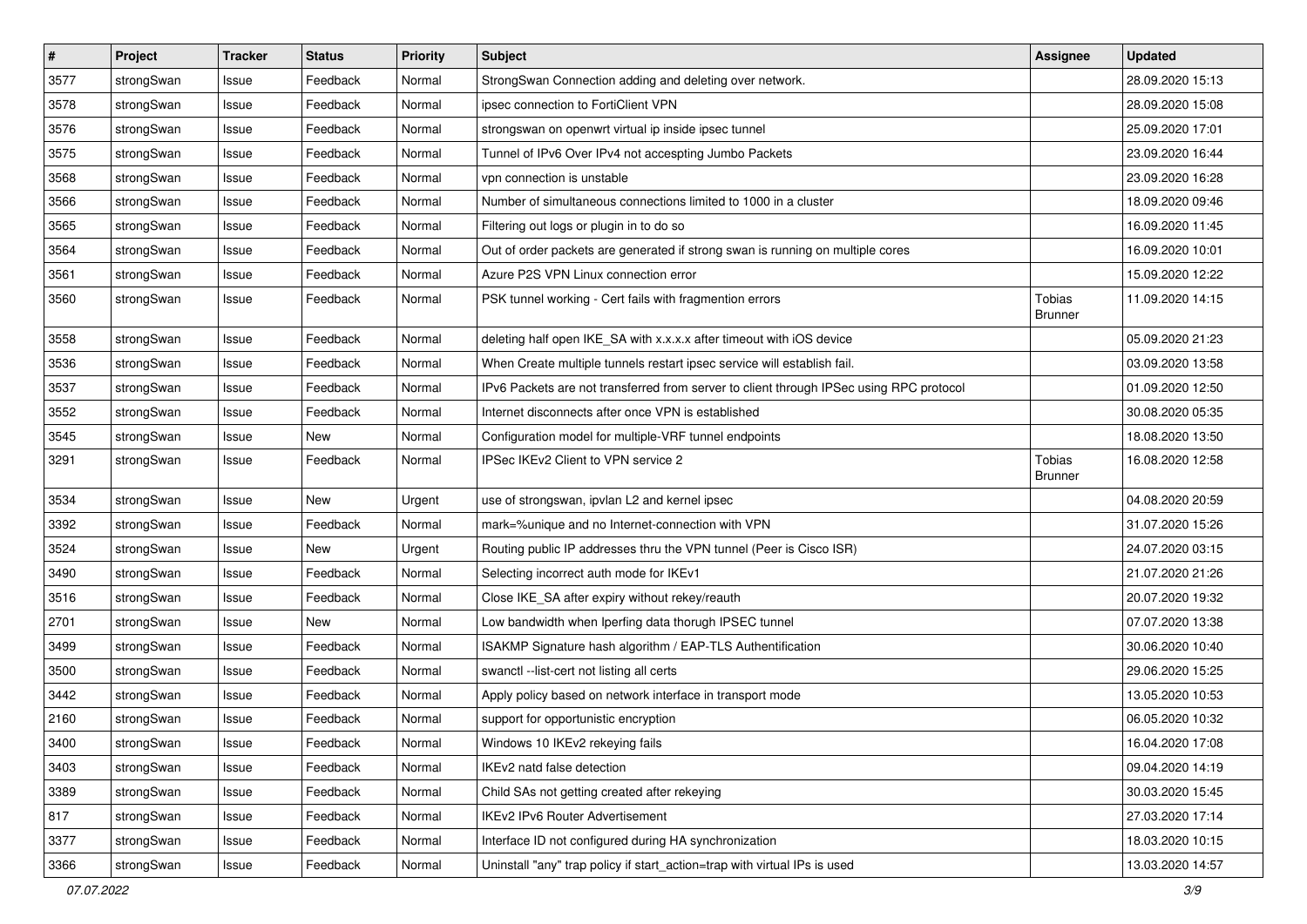| # | Project | Tracker | Status | Priority | Subject | Assignee | Updated |
|---|---|---|---|---|---|---|---|
| 3577 | strongSwan | Issue | Feedback | Normal | StrongSwan Connection adding and deleting over network. | | 28.09.2020 15:13 |
| 3578 | strongSwan | Issue | Feedback | Normal | ipsec connection to FortiClient VPN | | 28.09.2020 15:08 |
| 3576 | strongSwan | Issue | Feedback | Normal | strongswan on openwrt virtual ip inside ipsec tunnel | | 25.09.2020 17:01 |
| 3575 | strongSwan | Issue | Feedback | Normal | Tunnel of IPv6 Over IPv4 not accespting Jumbo Packets | | 23.09.2020 16:44 |
| 3568 | strongSwan | Issue | Feedback | Normal | vpn connection is unstable | | 23.09.2020 16:28 |
| 3566 | strongSwan | Issue | Feedback | Normal | Number of simultaneous connections limited to 1000 in a cluster | | 18.09.2020 09:46 |
| 3565 | strongSwan | Issue | Feedback | Normal | Filtering out logs or plugin in to do so | | 16.09.2020 11:45 |
| 3564 | strongSwan | Issue | Feedback | Normal | Out of order packets are generated if strong swan is running on multiple cores | | 16.09.2020 10:01 |
| 3561 | strongSwan | Issue | Feedback | Normal | Azure P2S VPN Linux connection error | | 15.09.2020 12:22 |
| 3560 | strongSwan | Issue | Feedback | Normal | PSK tunnel working - Cert fails with fragmention errors | Tobias Brunner | 11.09.2020 14:15 |
| 3558 | strongSwan | Issue | Feedback | Normal | deleting half open IKE_SA with x.x.x.x after timeout with iOS device | | 05.09.2020 21:23 |
| 3536 | strongSwan | Issue | Feedback | Normal | When Create multiple tunnels restart ipsec service will establish fail. | | 03.09.2020 13:58 |
| 3537 | strongSwan | Issue | Feedback | Normal | IPv6 Packets are not transferred from server to client through IPSec using RPC protocol | | 01.09.2020 12:50 |
| 3552 | strongSwan | Issue | Feedback | Normal | Internet disconnects after once VPN is established | | 30.08.2020 05:35 |
| 3545 | strongSwan | Issue | New | Normal | Configuration model for multiple-VRF tunnel endpoints | | 18.08.2020 13:50 |
| 3291 | strongSwan | Issue | Feedback | Normal | IPSec IKEv2 Client to VPN service 2 | Tobias Brunner | 16.08.2020 12:58 |
| 3534 | strongSwan | Issue | New | Urgent | use of strongswan, ipvlan L2 and kernel ipsec | | 04.08.2020 20:59 |
| 3392 | strongSwan | Issue | Feedback | Normal | mark=%unique and no Internet-connection with VPN | | 31.07.2020 15:26 |
| 3524 | strongSwan | Issue | New | Urgent | Routing public IP addresses thru the VPN tunnel (Peer is Cisco ISR) | | 24.07.2020 03:15 |
| 3490 | strongSwan | Issue | Feedback | Normal | Selecting incorrect auth mode for IKEv1 | | 21.07.2020 21:26 |
| 3516 | strongSwan | Issue | Feedback | Normal | Close IKE_SA after expiry without rekey/reauth | | 20.07.2020 19:32 |
| 2701 | strongSwan | Issue | New | Normal | Low bandwidth when Iperfing data thorugh IPSEC tunnel | | 07.07.2020 13:38 |
| 3499 | strongSwan | Issue | Feedback | Normal | ISAKMP Signature hash algorithm / EAP-TLS Authentification | | 30.06.2020 10:40 |
| 3500 | strongSwan | Issue | Feedback | Normal | swanctl --list-cert not listing all certs | | 29.06.2020 15:25 |
| 3442 | strongSwan | Issue | Feedback | Normal | Apply policy based on network interface in transport mode | | 13.05.2020 10:53 |
| 2160 | strongSwan | Issue | Feedback | Normal | support for opportunistic encryption | | 06.05.2020 10:32 |
| 3400 | strongSwan | Issue | Feedback | Normal | Windows 10 IKEv2 rekeying fails | | 16.04.2020 17:08 |
| 3403 | strongSwan | Issue | Feedback | Normal | IKEv2 natd false detection | | 09.04.2020 14:19 |
| 3389 | strongSwan | Issue | Feedback | Normal | Child SAs not getting created after rekeying | | 30.03.2020 15:45 |
| 817 | strongSwan | Issue | Feedback | Normal | IKEv2 IPv6 Router Advertisement | | 27.03.2020 17:14 |
| 3377 | strongSwan | Issue | Feedback | Normal | Interface ID not configured during HA synchronization | | 18.03.2020 10:15 |
| 3366 | strongSwan | Issue | Feedback | Normal | Uninstall "any" trap policy if start_action=trap with virtual IPs is used | | 13.03.2020 14:57 |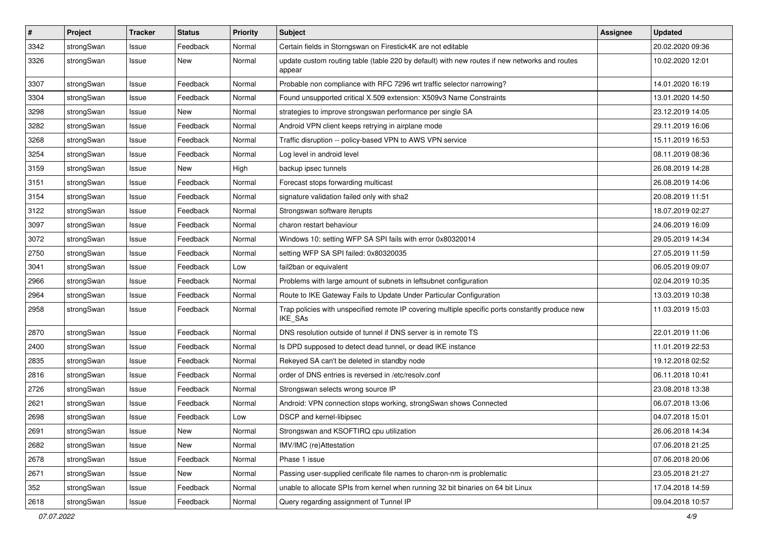| # | Project | Tracker | Status | Priority | Subject | Assignee | Updated |
|---|---|---|---|---|---|---|---|
| 3342 | strongSwan | Issue | Feedback | Normal | Certain fields in Storngswan on Firestick4K are not editable | | 20.02.2020 09:36 |
| 3326 | strongSwan | Issue | New | Normal | update custom routing table (table 220 by default) with new routes if new networks and routes appear | | 10.02.2020 12:01 |
| 3307 | strongSwan | Issue | Feedback | Normal | Probable non compliance with RFC 7296 wrt traffic selector narrowing? | | 14.01.2020 16:19 |
| 3304 | strongSwan | Issue | Feedback | Normal | Found unsupported critical X.509 extension: X509v3 Name Constraints | | 13.01.2020 14:50 |
| 3298 | strongSwan | Issue | New | Normal | strategies to improve strongswan performance per single SA | | 23.12.2019 14:05 |
| 3282 | strongSwan | Issue | Feedback | Normal | Android VPN client keeps retrying in airplane mode | | 29.11.2019 16:06 |
| 3268 | strongSwan | Issue | Feedback | Normal | Traffic disruption -- policy-based VPN to AWS VPN service | | 15.11.2019 16:53 |
| 3254 | strongSwan | Issue | Feedback | Normal | Log level in android level | | 08.11.2019 08:36 |
| 3159 | strongSwan | Issue | New | High | backup ipsec tunnels | | 26.08.2019 14:28 |
| 3151 | strongSwan | Issue | Feedback | Normal | Forecast stops forwarding multicast | | 26.08.2019 14:06 |
| 3154 | strongSwan | Issue | Feedback | Normal | signature validation failed only with sha2 | | 20.08.2019 11:51 |
| 3122 | strongSwan | Issue | Feedback | Normal | Strongswan software iterupts | | 18.07.2019 02:27 |
| 3097 | strongSwan | Issue | Feedback | Normal | charon restart behaviour | | 24.06.2019 16:09 |
| 3072 | strongSwan | Issue | Feedback | Normal | Windows 10: setting WFP SA SPI fails with error 0x80320014 | | 29.05.2019 14:34 |
| 2750 | strongSwan | Issue | Feedback | Normal | setting WFP SA SPI failed: 0x80320035 | | 27.05.2019 11:59 |
| 3041 | strongSwan | Issue | Feedback | Low | fail2ban or equivalent | | 06.05.2019 09:07 |
| 2966 | strongSwan | Issue | Feedback | Normal | Problems with large amount of subnets in leftsubnet configuration | | 02.04.2019 10:35 |
| 2964 | strongSwan | Issue | Feedback | Normal | Route to IKE Gateway Fails to Update Under Particular Configuration | | 13.03.2019 10:38 |
| 2958 | strongSwan | Issue | Feedback | Normal | Trap policies with unspecified remote IP covering multiple specific ports constantly produce new IKE_SAs | | 11.03.2019 15:03 |
| 2870 | strongSwan | Issue | Feedback | Normal | DNS resolution outside of tunnel if DNS server is in remote TS | | 22.01.2019 11:06 |
| 2400 | strongSwan | Issue | Feedback | Normal | Is DPD supposed to detect dead tunnel, or dead IKE instance | | 11.01.2019 22:53 |
| 2835 | strongSwan | Issue | Feedback | Normal | Rekeyed SA can't be deleted in standby node | | 19.12.2018 02:52 |
| 2816 | strongSwan | Issue | Feedback | Normal | order of DNS entries is reversed in /etc/resolv.conf | | 06.11.2018 10:41 |
| 2726 | strongSwan | Issue | Feedback | Normal | Strongswan selects wrong source IP | | 23.08.2018 13:38 |
| 2621 | strongSwan | Issue | Feedback | Normal | Android: VPN connection stops working, strongSwan shows Connected | | 06.07.2018 13:06 |
| 2698 | strongSwan | Issue | Feedback | Low | DSCP and kernel-libipsec | | 04.07.2018 15:01 |
| 2691 | strongSwan | Issue | New | Normal | Strongswan and KSOFTIRQ cpu utilization | | 26.06.2018 14:34 |
| 2682 | strongSwan | Issue | New | Normal | IMV/IMC (re)Attestation | | 07.06.2018 21:25 |
| 2678 | strongSwan | Issue | Feedback | Normal | Phase 1 issue | | 07.06.2018 20:06 |
| 2671 | strongSwan | Issue | New | Normal | Passing user-supplied cerificate file names to charon-nm is problematic | | 23.05.2018 21:27 |
| 352 | strongSwan | Issue | Feedback | Normal | unable to allocate SPIs from kernel when running 32 bit binaries on 64 bit Linux | | 17.04.2018 14:59 |
| 2618 | strongSwan | Issue | Feedback | Normal | Query regarding assignment of Tunnel IP | | 09.04.2018 10:57 |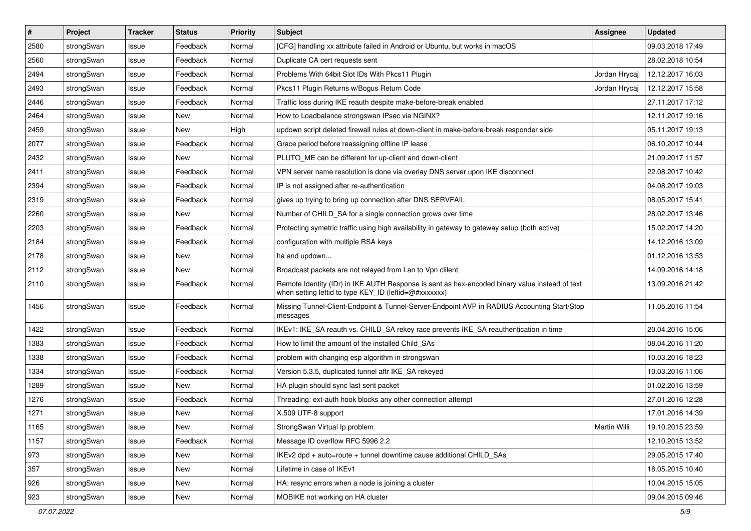| # | Project | Tracker | Status | Priority | Subject | Assignee | Updated |
|---|---|---|---|---|---|---|---|
| 2580 | strongSwan | Issue | Feedback | Normal | [CFG] handling xx attribute failed in Android or Ubuntu, but works in macOS | | 09.03.2018 17:49 |
| 2560 | strongSwan | Issue | Feedback | Normal | Duplicate CA cert requests sent | | 28.02.2018 10:54 |
| 2494 | strongSwan | Issue | Feedback | Normal | Problems With 64bit Slot IDs With Pkcs11 Plugin | Jordan Hrycaj | 12.12.2017 16:03 |
| 2493 | strongSwan | Issue | Feedback | Normal | Pkcs11 Plugin Returns w/Bogus Return Code | Jordan Hrycaj | 12.12.2017 15:58 |
| 2446 | strongSwan | Issue | Feedback | Normal | Traffic loss during IKE reauth despite make-before-break enabled | | 27.11.2017 17:12 |
| 2464 | strongSwan | Issue | New | Normal | How to Loadbalance strongswan IPsec via NGINX? | | 12.11.2017 19:16 |
| 2459 | strongSwan | Issue | New | High | updown script deleted firewall rules at down-client in make-before-break responder side | | 05.11.2017 19:13 |
| 2077 | strongSwan | Issue | Feedback | Normal | Grace period before reassigning offline IP lease | | 06.10.2017 10:44 |
| 2432 | strongSwan | Issue | New | Normal | PLUTO_ME can be different for up-client and down-client | | 21.09.2017 11:57 |
| 2411 | strongSwan | Issue | Feedback | Normal | VPN server name resolution is done via overlay DNS server upon IKE disconnect | | 22.08.2017 10:42 |
| 2394 | strongSwan | Issue | Feedback | Normal | IP is not assigned after re-authentication | | 04.08.2017 19:03 |
| 2319 | strongSwan | Issue | Feedback | Normal | gives up trying to bring up connection after DNS SERVFAIL | | 08.05.2017 15:41 |
| 2260 | strongSwan | Issue | New | Normal | Number of CHILD_SA for a single connection grows over time | | 28.02.2017 13:46 |
| 2203 | strongSwan | Issue | Feedback | Normal | Protecting symetric traffic using high availability in gateway to gateway setup (both active) | | 15.02.2017 14:20 |
| 2184 | strongSwan | Issue | Feedback | Normal | configuration with multiple RSA keys | | 14.12.2016 13:09 |
| 2178 | strongSwan | Issue | New | Normal | ha and updown... | | 01.12.2016 13:53 |
| 2112 | strongSwan | Issue | New | Normal | Broadcast packets are not relayed from Lan to Vpn clilent | | 14.09.2016 14:18 |
| 2110 | strongSwan | Issue | Feedback | Normal | Remote Identity (IDr) in IKE AUTH Response is sent as hex-encoded binary value instead of text when setting leftid to type KEY_ID (leftid=@#xxxxxxx) | | 13.09.2016 21:42 |
| 1456 | strongSwan | Issue | Feedback | Normal | Missing Tunnel-Client-Endpoint & Tunnel-Server-Endpoint AVP in RADIUS Accounting Start/Stop messages | | 11.05.2016 11:54 |
| 1422 | strongSwan | Issue | Feedback | Normal | IKEv1: IKE_SA reauth vs. CHILD_SA rekey race prevents IKE_SA reauthentication in time | | 20.04.2016 15:06 |
| 1383 | strongSwan | Issue | Feedback | Normal | How to limit the amount of the installed Child_SAs | | 08.04.2016 11:20 |
| 1338 | strongSwan | Issue | Feedback | Normal | problem with changing esp algorithm in strongswan | | 10.03.2016 18:23 |
| 1334 | strongSwan | Issue | Feedback | Normal | Version 5.3.5, duplicated tunnel aftr IKE_SA rekeyed | | 10.03.2016 11:06 |
| 1289 | strongSwan | Issue | New | Normal | HA plugin should sync last sent packet | | 01.02.2016 13:59 |
| 1276 | strongSwan | Issue | Feedback | Normal | Threading: ext-auth hook blocks any other connection attempt | | 27.01.2016 12:28 |
| 1271 | strongSwan | Issue | New | Normal | X.509 UTF-8 support | | 17.01.2016 14:39 |
| 1165 | strongSwan | Issue | New | Normal | StrongSwan Virtual Ip problem | Martin Willi | 19.10.2015 23:59 |
| 1157 | strongSwan | Issue | Feedback | Normal | Message ID overflow RFC 5996 2.2 | | 12.10.2015 13:52 |
| 973 | strongSwan | Issue | New | Normal | IKEv2 dpd + auto=route + tunnel downtime cause additional CHILD_SAs | | 29.05.2015 17:40 |
| 357 | strongSwan | Issue | New | Normal | Lifetime in case of IKEv1 | | 18.05.2015 10:40 |
| 926 | strongSwan | Issue | New | Normal | HA: resync errors when a node is joining a cluster | | 10.04.2015 15:05 |
| 923 | strongSwan | Issue | New | Normal | MOBIKE not working on HA cluster | | 09.04.2015 09:46 |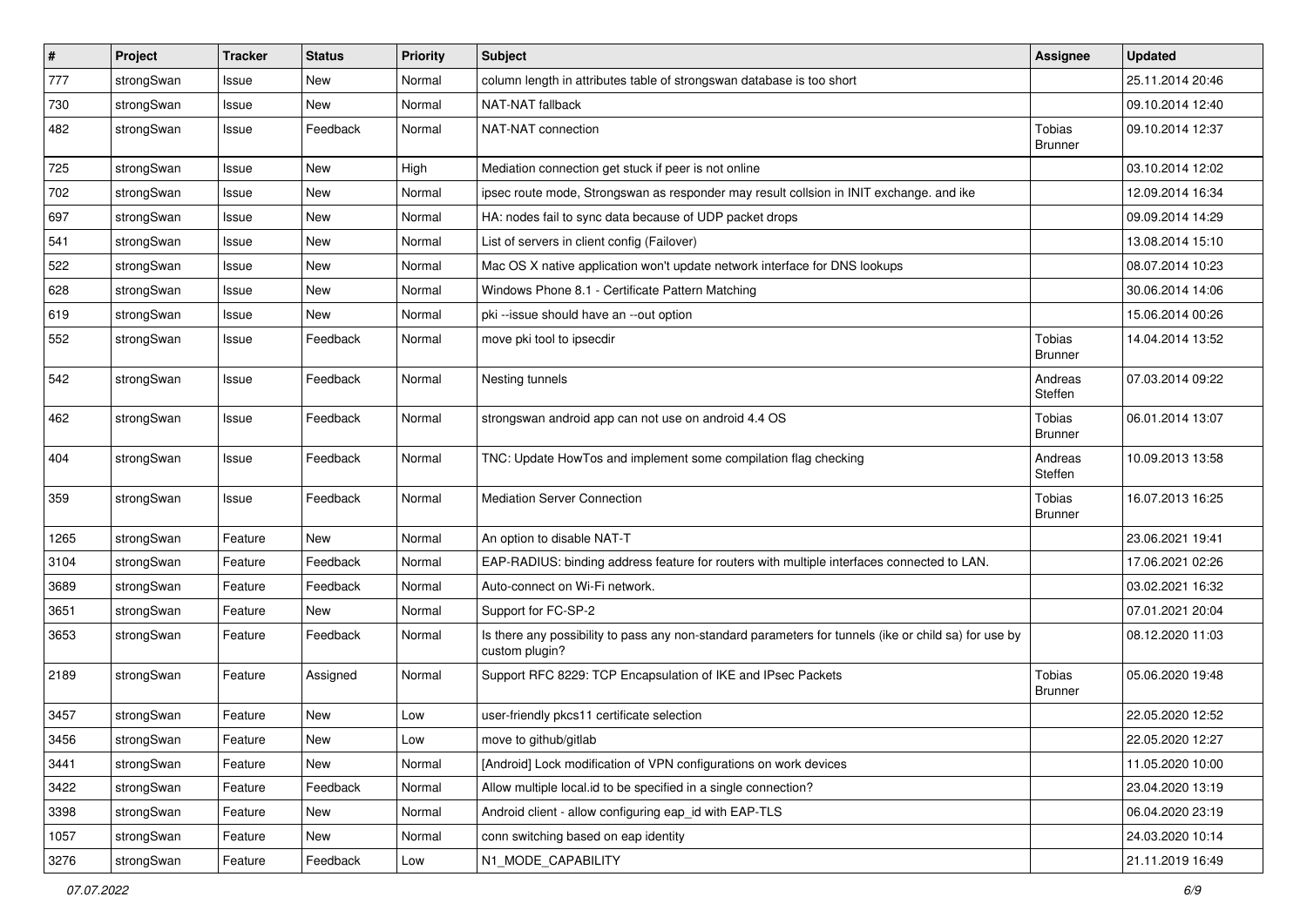| # | Project | Tracker | Status | Priority | Subject | Assignee | Updated |
|---|---|---|---|---|---|---|---|
| 777 | strongSwan | Issue | New | Normal | column length in attributes table of strongswan database is too short | | 25.11.2014 20:46 |
| 730 | strongSwan | Issue | New | Normal | NAT-NAT fallback | | 09.10.2014 12:40 |
| 482 | strongSwan | Issue | Feedback | Normal | NAT-NAT connection | Tobias Brunner | 09.10.2014 12:37 |
| 725 | strongSwan | Issue | New | High | Mediation connection get stuck if peer is not online | | 03.10.2014 12:02 |
| 702 | strongSwan | Issue | New | Normal | ipsec route mode, Strongswan as responder may result collsion in INIT exchange. and ike | | 12.09.2014 16:34 |
| 697 | strongSwan | Issue | New | Normal | HA: nodes fail to sync data because of UDP packet drops | | 09.09.2014 14:29 |
| 541 | strongSwan | Issue | New | Normal | List of servers in client config (Failover) | | 13.08.2014 15:10 |
| 522 | strongSwan | Issue | New | Normal | Mac OS X native application won't update network interface for DNS lookups | | 08.07.2014 10:23 |
| 628 | strongSwan | Issue | New | Normal | Windows Phone 8.1 - Certificate Pattern Matching | | 30.06.2014 14:06 |
| 619 | strongSwan | Issue | New | Normal | pki --issue should have an --out option | | 15.06.2014 00:26 |
| 552 | strongSwan | Issue | Feedback | Normal | move pki tool to ipsecdir | Tobias Brunner | 14.04.2014 13:52 |
| 542 | strongSwan | Issue | Feedback | Normal | Nesting tunnels | Andreas Steffen | 07.03.2014 09:22 |
| 462 | strongSwan | Issue | Feedback | Normal | strongswan android app can not use on android 4.4 OS | Tobias Brunner | 06.01.2014 13:07 |
| 404 | strongSwan | Issue | Feedback | Normal | TNC: Update HowTos and implement some compilation flag checking | Andreas Steffen | 10.09.2013 13:58 |
| 359 | strongSwan | Issue | Feedback | Normal | Mediation Server Connection | Tobias Brunner | 16.07.2013 16:25 |
| 1265 | strongSwan | Feature | New | Normal | An option to disable NAT-T | | 23.06.2021 19:41 |
| 3104 | strongSwan | Feature | Feedback | Normal | EAP-RADIUS: binding address feature for routers with multiple interfaces connected to LAN. | | 17.06.2021 02:26 |
| 3689 | strongSwan | Feature | Feedback | Normal | Auto-connect on Wi-Fi network. | | 03.02.2021 16:32 |
| 3651 | strongSwan | Feature | New | Normal | Support for FC-SP-2 | | 07.01.2021 20:04 |
| 3653 | strongSwan | Feature | Feedback | Normal | Is there any possibility to pass any non-standard parameters for tunnels (ike or child sa) for use by custom plugin? | | 08.12.2020 11:03 |
| 2189 | strongSwan | Feature | Assigned | Normal | Support RFC 8229: TCP Encapsulation of IKE and IPsec Packets | Tobias Brunner | 05.06.2020 19:48 |
| 3457 | strongSwan | Feature | New | Low | user-friendly pkcs11 certificate selection | | 22.05.2020 12:52 |
| 3456 | strongSwan | Feature | New | Low | move to github/gitlab | | 22.05.2020 12:27 |
| 3441 | strongSwan | Feature | New | Normal | [Android] Lock modification of VPN configurations on work devices | | 11.05.2020 10:00 |
| 3422 | strongSwan | Feature | Feedback | Normal | Allow multiple local.id to be specified in a single connection? | | 23.04.2020 13:19 |
| 3398 | strongSwan | Feature | New | Normal | Android client - allow configuring eap_id with EAP-TLS | | 06.04.2020 23:19 |
| 1057 | strongSwan | Feature | New | Normal | conn switching based on eap identity | | 24.03.2020 10:14 |
| 3276 | strongSwan | Feature | Feedback | Low | N1_MODE_CAPABILITY | | 21.11.2019 16:49 |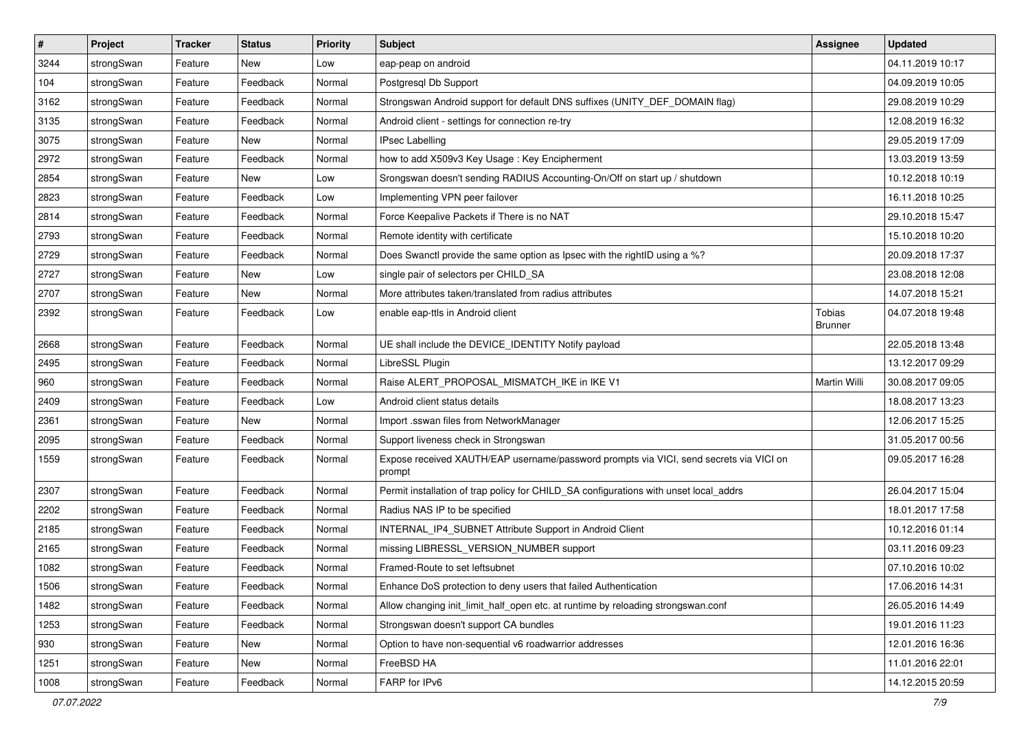| # | Project | Tracker | Status | Priority | Subject | Assignee | Updated |
|---|---|---|---|---|---|---|---|
| 3244 | strongSwan | Feature | New | Low | eap-peap on android | | 04.11.2019 10:17 |
| 104 | strongSwan | Feature | Feedback | Normal | Postgresql Db Support | | 04.09.2019 10:05 |
| 3162 | strongSwan | Feature | Feedback | Normal | Strongswan Android support for default DNS suffixes (UNITY_DEF_DOMAIN flag) | | 29.08.2019 10:29 |
| 3135 | strongSwan | Feature | Feedback | Normal | Android client - settings for connection re-try | | 12.08.2019 16:32 |
| 3075 | strongSwan | Feature | New | Normal | IPsec Labelling | | 29.05.2019 17:09 |
| 2972 | strongSwan | Feature | Feedback | Normal | how to add X509v3 Key Usage : Key Encipherment | | 13.03.2019 13:59 |
| 2854 | strongSwan | Feature | New | Low | Srongswan doesn't sending RADIUS Accounting-On/Off on start up / shutdown | | 10.12.2018 10:19 |
| 2823 | strongSwan | Feature | Feedback | Low | Implementing VPN peer failover | | 16.11.2018 10:25 |
| 2814 | strongSwan | Feature | Feedback | Normal | Force Keepalive Packets if There is no NAT | | 29.10.2018 15:47 |
| 2793 | strongSwan | Feature | Feedback | Normal | Remote identity with certificate | | 15.10.2018 10:20 |
| 2729 | strongSwan | Feature | Feedback | Normal | Does Swanctl provide the same option as Ipsec with the rightID using a %? | | 20.09.2018 17:37 |
| 2727 | strongSwan | Feature | New | Low | single pair of selectors per CHILD_SA | | 23.08.2018 12:08 |
| 2707 | strongSwan | Feature | New | Normal | More attributes taken/translated from radius attributes | | 14.07.2018 15:21 |
| 2392 | strongSwan | Feature | Feedback | Low | enable eap-ttls in Android client | Tobias Brunner | 04.07.2018 19:48 |
| 2668 | strongSwan | Feature | Feedback | Normal | UE shall include the DEVICE_IDENTITY Notify payload | | 22.05.2018 13:48 |
| 2495 | strongSwan | Feature | Feedback | Normal | LibreSSL Plugin | | 13.12.2017 09:29 |
| 960 | strongSwan | Feature | Feedback | Normal | Raise ALERT_PROPOSAL_MISMATCH_IKE in IKE V1 | Martin Willi | 30.08.2017 09:05 |
| 2409 | strongSwan | Feature | Feedback | Low | Android client status details | | 18.08.2017 13:23 |
| 2361 | strongSwan | Feature | New | Normal | Import .sswan files from NetworkManager | | 12.06.2017 15:25 |
| 2095 | strongSwan | Feature | Feedback | Normal | Support liveness check in Strongswan | | 31.05.2017 00:56 |
| 1559 | strongSwan | Feature | Feedback | Normal | Expose received XAUTH/EAP username/password prompts via VICI, send secrets via VICI on prompt | | 09.05.2017 16:28 |
| 2307 | strongSwan | Feature | Feedback | Normal | Permit installation of trap policy for CHILD_SA configurations with unset local_addrs | | 26.04.2017 15:04 |
| 2202 | strongSwan | Feature | Feedback | Normal | Radius NAS IP to be specified | | 18.01.2017 17:58 |
| 2185 | strongSwan | Feature | Feedback | Normal | INTERNAL_IP4_SUBNET Attribute Support in Android Client | | 10.12.2016 01:14 |
| 2165 | strongSwan | Feature | Feedback | Normal | missing LIBRESSL_VERSION_NUMBER support | | 03.11.2016 09:23 |
| 1082 | strongSwan | Feature | Feedback | Normal | Framed-Route to set leftsubnet | | 07.10.2016 10:02 |
| 1506 | strongSwan | Feature | Feedback | Normal | Enhance DoS protection to deny users that failed Authentication | | 17.06.2016 14:31 |
| 1482 | strongSwan | Feature | Feedback | Normal | Allow changing init_limit_half_open etc. at runtime by reloading strongswan.conf | | 26.05.2016 14:49 |
| 1253 | strongSwan | Feature | Feedback | Normal | Strongswan doesn't support CA bundles | | 19.01.2016 11:23 |
| 930 | strongSwan | Feature | New | Normal | Option to have non-sequential v6 roadwarrior addresses | | 12.01.2016 16:36 |
| 1251 | strongSwan | Feature | New | Normal | FreeBSD HA | | 11.01.2016 22:01 |
| 1008 | strongSwan | Feature | Feedback | Normal | FARP for IPv6 | | 14.12.2015 20:59 |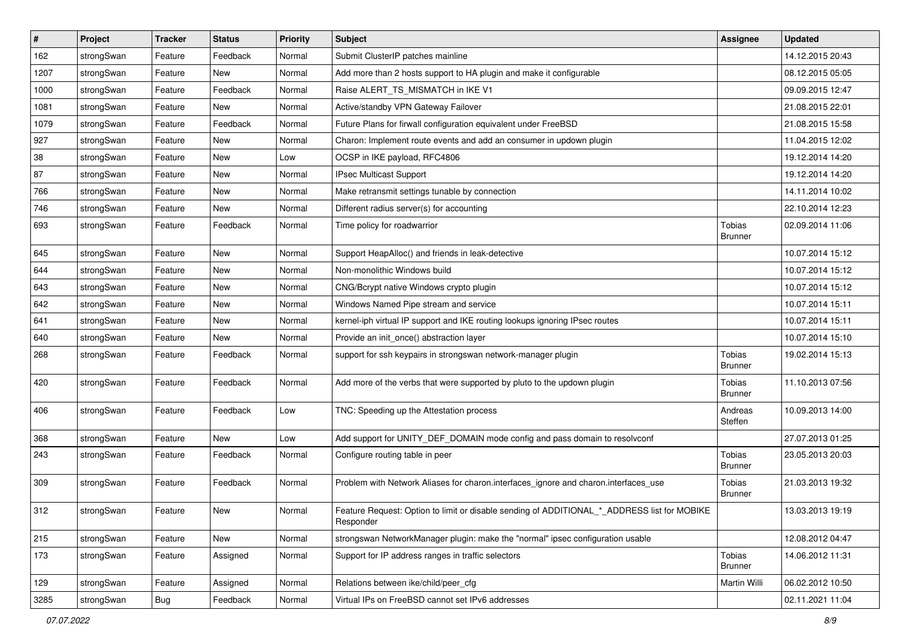| # | Project | Tracker | Status | Priority | Subject | Assignee | Updated |
|---|---|---|---|---|---|---|---|
| 162 | strongSwan | Feature | Feedback | Normal | Submit ClusterIP patches mainline | | 14.12.2015 20:43 |
| 1207 | strongSwan | Feature | New | Normal | Add more than 2 hosts support to HA plugin and make it configurable | | 08.12.2015 05:05 |
| 1000 | strongSwan | Feature | Feedback | Normal | Raise ALERT_TS_MISMATCH in IKE V1 | | 09.09.2015 12:47 |
| 1081 | strongSwan | Feature | New | Normal | Active/standby VPN Gateway Failover | | 21.08.2015 22:01 |
| 1079 | strongSwan | Feature | Feedback | Normal | Future Plans for firwall configuration equivalent under FreeBSD | | 21.08.2015 15:58 |
| 927 | strongSwan | Feature | New | Normal | Charon: Implement route events and add an consumer in updown plugin | | 11.04.2015 12:02 |
| 38 | strongSwan | Feature | New | Low | OCSP in IKE payload, RFC4806 | | 19.12.2014 14:20 |
| 87 | strongSwan | Feature | New | Normal | IPsec Multicast Support | | 19.12.2014 14:20 |
| 766 | strongSwan | Feature | New | Normal | Make retransmit settings tunable by connection | | 14.11.2014 10:02 |
| 746 | strongSwan | Feature | New | Normal | Different radius server(s) for accounting | | 22.10.2014 12:23 |
| 693 | strongSwan | Feature | Feedback | Normal | Time policy for roadwarrior | Tobias Brunner | 02.09.2014 11:06 |
| 645 | strongSwan | Feature | New | Normal | Support HeapAlloc() and friends in leak-detective | | 10.07.2014 15:12 |
| 644 | strongSwan | Feature | New | Normal | Non-monolithic Windows build | | 10.07.2014 15:12 |
| 643 | strongSwan | Feature | New | Normal | CNG/Bcrypt native Windows crypto plugin | | 10.07.2014 15:12 |
| 642 | strongSwan | Feature | New | Normal | Windows Named Pipe stream and service | | 10.07.2014 15:11 |
| 641 | strongSwan | Feature | New | Normal | kernel-iph virtual IP support and IKE routing lookups ignoring IPsec routes | | 10.07.2014 15:11 |
| 640 | strongSwan | Feature | New | Normal | Provide an init_once() abstraction layer | | 10.07.2014 15:10 |
| 268 | strongSwan | Feature | Feedback | Normal | support for ssh keypairs in strongswan network-manager plugin | Tobias Brunner | 19.02.2014 15:13 |
| 420 | strongSwan | Feature | Feedback | Normal | Add more of the verbs that were supported by pluto to the updown plugin | Tobias Brunner | 11.10.2013 07:56 |
| 406 | strongSwan | Feature | Feedback | Low | TNC: Speeding up the Attestation process | Andreas Steffen | 10.09.2013 14:00 |
| 368 | strongSwan | Feature | New | Low | Add support for UNITY_DEF_DOMAIN mode config and pass domain to resolvconf | | 27.07.2013 01:25 |
| 243 | strongSwan | Feature | Feedback | Normal | Configure routing table in peer | Tobias Brunner | 23.05.2013 20:03 |
| 309 | strongSwan | Feature | Feedback | Normal | Problem with Network Aliases for charon.interfaces_ignore and charon.interfaces_use | Tobias Brunner | 21.03.2013 19:32 |
| 312 | strongSwan | Feature | New | Normal | Feature Request: Option to limit or disable sending of ADDITIONAL_*_ADDRESS list for MOBIKE Responder | | 13.03.2013 19:19 |
| 215 | strongSwan | Feature | New | Normal | strongswan NetworkManager plugin: make the "normal" ipsec configuration usable | | 12.08.2012 04:47 |
| 173 | strongSwan | Feature | Assigned | Normal | Support for IP address ranges in traffic selectors | Tobias Brunner | 14.06.2012 11:31 |
| 129 | strongSwan | Feature | Assigned | Normal | Relations between ike/child/peer_cfg | Martin Willi | 06.02.2012 10:50 |
| 3285 | strongSwan | Bug | Feedback | Normal | Virtual IPs on FreeBSD cannot set IPv6 addresses | | 02.11.2021 11:04 |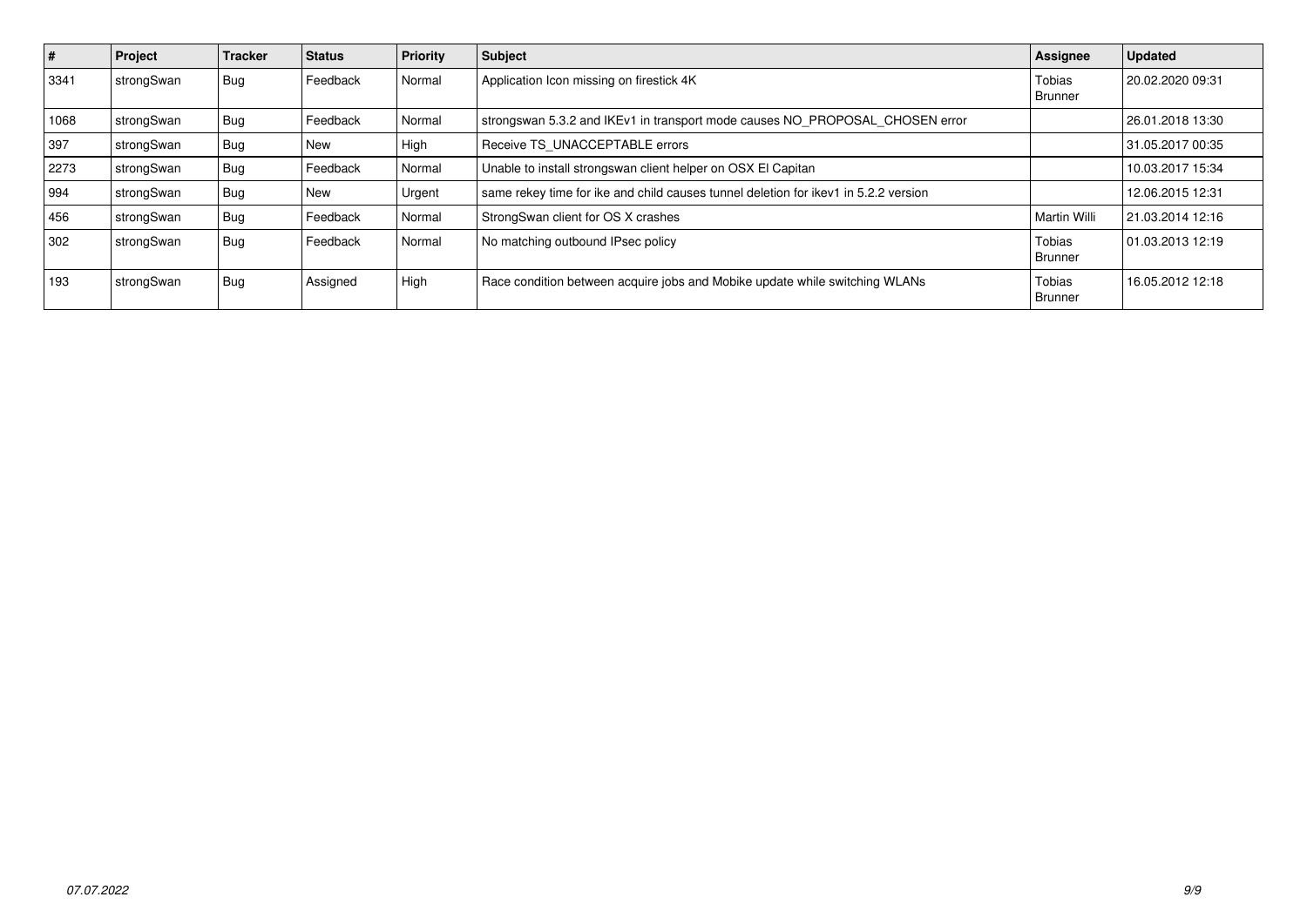| # | Project | Tracker | Status | Priority | Subject | Assignee | Updated |
|---|---|---|---|---|---|---|---|
| 3341 | strongSwan | Bug | Feedback | Normal | Application Icon missing on firestick 4K | Tobias Brunner | 20.02.2020 09:31 |
| 1068 | strongSwan | Bug | Feedback | Normal | strongswan 5.3.2 and IKEv1 in transport mode causes NO_PROPOSAL_CHOSEN error | | 26.01.2018 13:30 |
| 397 | strongSwan | Bug | New | High | Receive TS_UNACCEPTABLE errors | | 31.05.2017 00:35 |
| 2273 | strongSwan | Bug | Feedback | Normal | Unable to install strongswan client helper on OSX El Capitan | | 10.03.2017 15:34 |
| 994 | strongSwan | Bug | New | Urgent | same rekey time for ike and child causes tunnel deletion for ikev1 in 5.2.2 version | | 12.06.2015 12:31 |
| 456 | strongSwan | Bug | Feedback | Normal | StrongSwan client for OS X crashes | Martin Willi | 21.03.2014 12:16 |
| 302 | strongSwan | Bug | Feedback | Normal | No matching outbound IPsec policy | Tobias Brunner | 01.03.2013 12:19 |
| 193 | strongSwan | Bug | Assigned | High | Race condition between acquire jobs and Mobike update while switching WLANs | Tobias Brunner | 16.05.2012 12:18 |